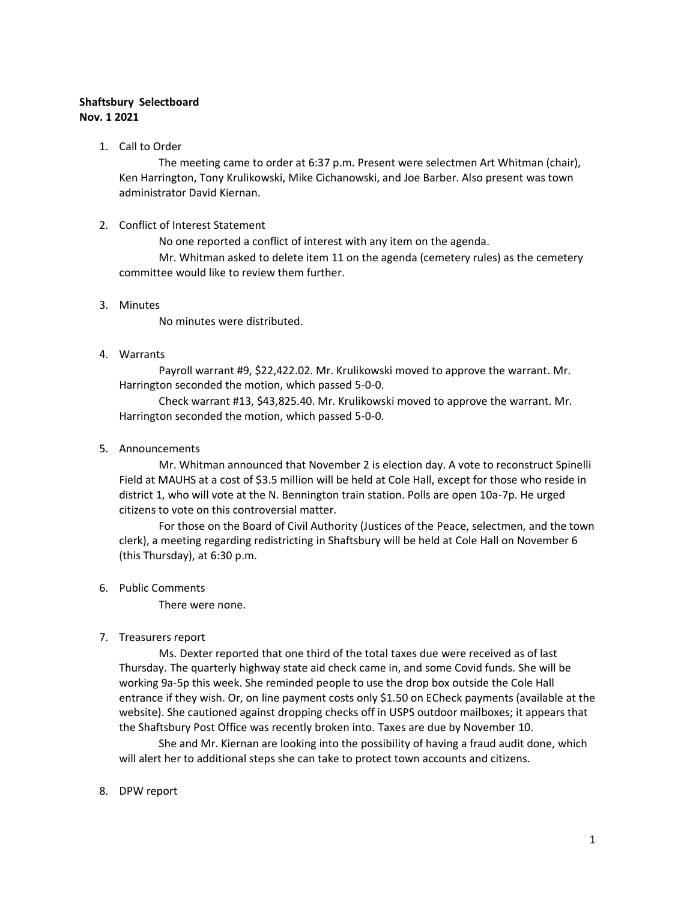**Shaftsbury Selectboard**
**Nov. 1 2021**

1. Call to Order

   The meeting came to order at 6:37 p.m. Present were selectmen Art Whitman (chair), Ken Harrington, Tony Krulikowski, Mike Cichanowski, and Joe Barber. Also present was town administrator David Kiernan.

2. Conflict of Interest Statement

   No one reported a conflict of interest with any item on the agenda.

   Mr. Whitman asked to delete item 11 on the agenda (cemetery rules) as the cemetery committee would like to review them further.

3. Minutes

   No minutes were distributed.

4. Warrants

   Payroll warrant #9, $22,422.02. Mr. Krulikowski moved to approve the warrant. Mr. Harrington seconded the motion, which passed 5-0-0.

   Check warrant #13, $43,825.40. Mr. Krulikowski moved to approve the warrant. Mr. Harrington seconded the motion, which passed 5-0-0.

5. Announcements

   Mr. Whitman announced that November 2 is election day. A vote to reconstruct Spinelli Field at MAUHS at a cost of $3.5 million will be held at Cole Hall, except for those who reside in district 1, who will vote at the N. Bennington train station. Polls are open 10a-7p. He urged citizens to vote on this controversial matter.

   For those on the Board of Civil Authority (Justices of the Peace, selectmen, and the town clerk), a meeting regarding redistricting in Shaftsbury will be held at Cole Hall on November 6 (this Thursday), at 6:30 p.m.

6. Public Comments

   There were none.

7. Treasurers report

   Ms. Dexter reported that one third of the total taxes due were received as of last Thursday. The quarterly highway state aid check came in, and some Covid funds. She will be working 9a-5p this week. She reminded people to use the drop box outside the Cole Hall entrance if they wish. Or, on line payment costs only $1.50 on ECheck payments (available at the website). She cautioned against dropping checks off in USPS outdoor mailboxes; it appears that the Shaftsbury Post Office was recently broken into. Taxes are due by November 10.

   She and Mr. Kiernan are looking into the possibility of having a fraud audit done, which will alert her to additional steps she can take to protect town accounts and citizens.

8. DPW report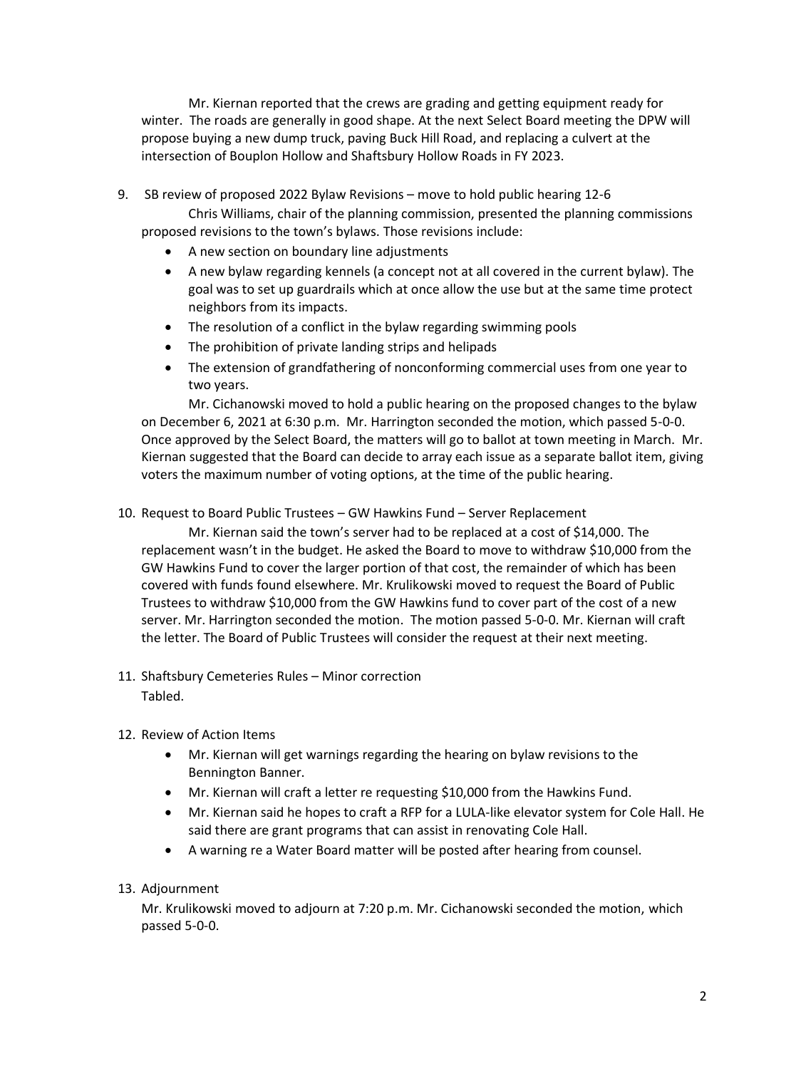Mr. Kiernan reported that the crews are grading and getting equipment ready for winter. The roads are generally in good shape. At the next Select Board meeting the DPW will propose buying a new dump truck, paving Buck Hill Road, and replacing a culvert at the intersection of Bouplon Hollow and Shaftsbury Hollow Roads in FY 2023.

9. SB review of proposed 2022 Bylaw Revisions – move to hold public hearing 12-6

   Chris Williams, chair of the planning commission, presented the planning commissions proposed revisions to the town's bylaws. Those revisions include:

   - A new section on boundary line adjustments
   - A new bylaw regarding kennels (a concept not at all covered in the current bylaw). The goal was to set up guardrails which at once allow the use but at the same time protect neighbors from its impacts.
   - The resolution of a conflict in the bylaw regarding swimming pools
   - The prohibition of private landing strips and helipads
   - The extension of grandfathering of nonconforming commercial uses from one year to two years.

   Mr. Cichanowski moved to hold a public hearing on the proposed changes to the bylaw on December 6, 2021 at 6:30 p.m. Mr. Harrington seconded the motion, which passed 5-0-0. Once approved by the Select Board, the matters will go to ballot at town meeting in March. Mr. Kiernan suggested that the Board can decide to array each issue as a separate ballot item, giving voters the maximum number of voting options, at the time of the public hearing.

10. Request to Board Public Trustees – GW Hawkins Fund – Server Replacement

    Mr. Kiernan said the town's server had to be replaced at a cost of $14,000. The replacement wasn't in the budget. He asked the Board to move to withdraw $10,000 from the GW Hawkins Fund to cover the larger portion of that cost, the remainder of which has been covered with funds found elsewhere. Mr. Krulikowski moved to request the Board of Public Trustees to withdraw $10,000 from the GW Hawkins fund to cover part of the cost of a new server. Mr. Harrington seconded the motion. The motion passed 5-0-0. Mr. Kiernan will craft the letter. The Board of Public Trustees will consider the request at their next meeting.

11. Shaftsbury Cemeteries Rules – Minor correction

    Tabled.

12. Review of Action Items

    - Mr. Kiernan will get warnings regarding the hearing on bylaw revisions to the Bennington Banner.
    - Mr. Kiernan will craft a letter re requesting $10,000 from the Hawkins Fund.
    - Mr. Kiernan said he hopes to craft a RFP for a LULA-like elevator system for Cole Hall. He said there are grant programs that can assist in renovating Cole Hall.
    - A warning re a Water Board matter will be posted after hearing from counsel.

13. Adjournment

    Mr. Krulikowski moved to adjourn at 7:20 p.m. Mr. Cichanowski seconded the motion, which passed 5-0-0.